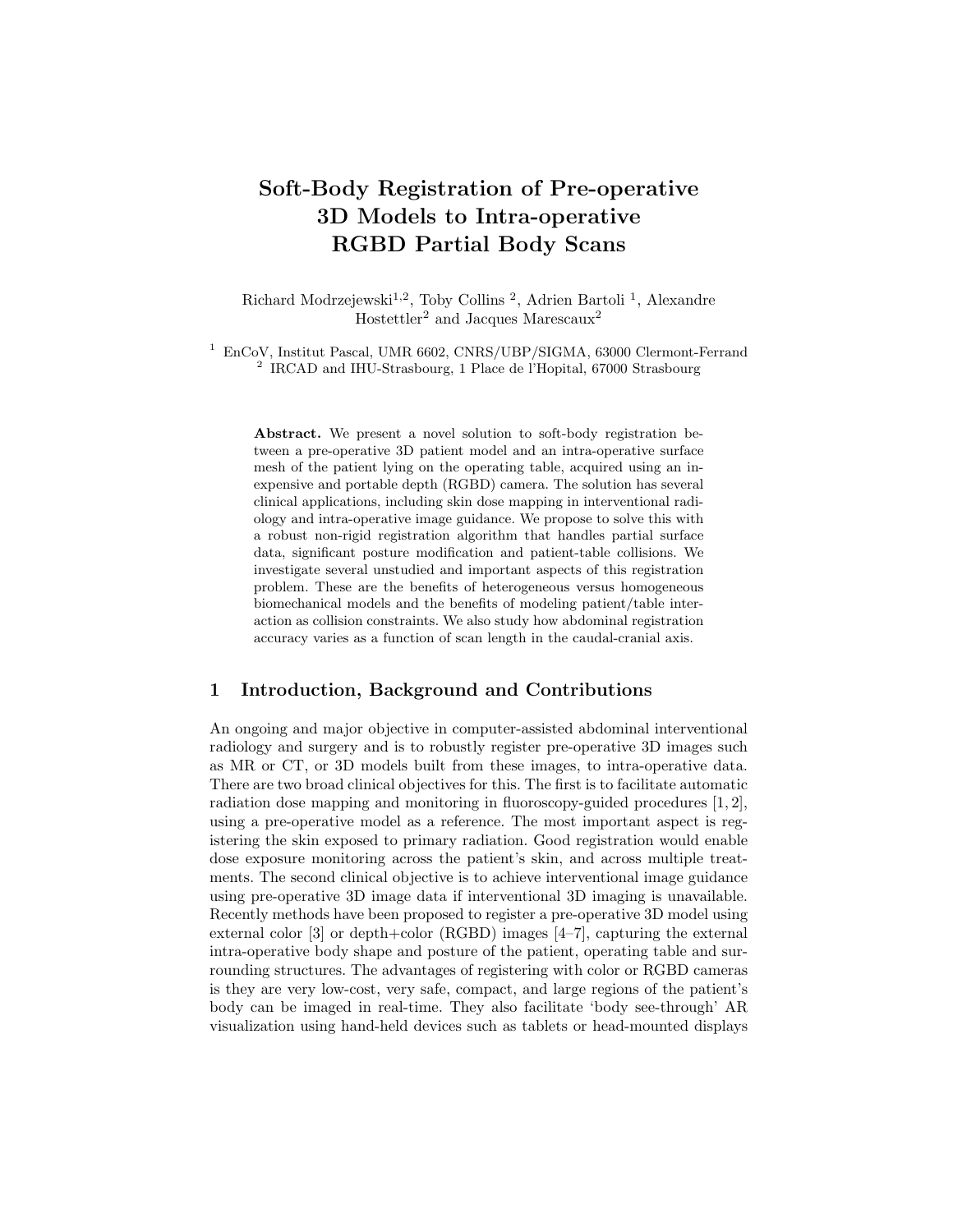# Soft-Body Registration of Pre-operative 3D Models to Intra-operative RGBD Partial Body Scans

Richard Modrzejewski[1,2], Toby Collins [2], Adrien Bartoli [1], Alexandre Hostettler[2] and Jacques Marescaux[2]

[1] EnCoV, Institut Pascal, UMR 6602, CNRS/UBP/SIGMA, 63000 Clermont-Ferrand
[2] IRCAD and IHU-Strasbourg, 1 Place de l'Hopital, 67000 Strasbourg

**Abstract.** We present a novel solution to soft-body registration between a pre-operative 3D patient model and an intra-operative surface mesh of the patient lying on the operating table, acquired using an inexpensive and portable depth (RGBD) camera. The solution has several clinical applications, including skin dose mapping in interventional radiology and intra-operative image guidance. We propose to solve this with a robust non-rigid registration algorithm that handles partial surface data, significant posture modification and patient-table collisions. We investigate several unstudied and important aspects of this registration problem. These are the benefits of heterogeneous versus homogeneous biomechanical models and the benefits of modeling patient/table interaction as collision constraints. We also study how abdominal registration accuracy varies as a function of scan length in the caudal-cranial axis.

## 1 Introduction, Background and Contributions

An ongoing and major objective in computer-assisted abdominal interventional radiology and surgery and is to robustly register pre-operative 3D images such as MR or CT, or 3D models built from these images, to intra-operative data. There are two broad clinical objectives for this. The first is to facilitate automatic radiation dose mapping and monitoring in fluoroscopy-guided procedures [1, 2], using a pre-operative model as a reference. The most important aspect is registering the skin exposed to primary radiation. Good registration would enable dose exposure monitoring across the patient's skin, and across multiple treatments. The second clinical objective is to achieve interventional image guidance using pre-operative 3D image data if interventional 3D imaging is unavailable. Recently methods have been proposed to register a pre-operative 3D model using external color [3] or depth+color (RGBD) images [4–7], capturing the external intra-operative body shape and posture of the patient, operating table and surrounding structures. The advantages of registering with color or RGBD cameras is they are very low-cost, very safe, compact, and large regions of the patient's body can be imaged in real-time. They also facilitate 'body see-through' AR visualization using hand-held devices such as tablets or head-mounted displays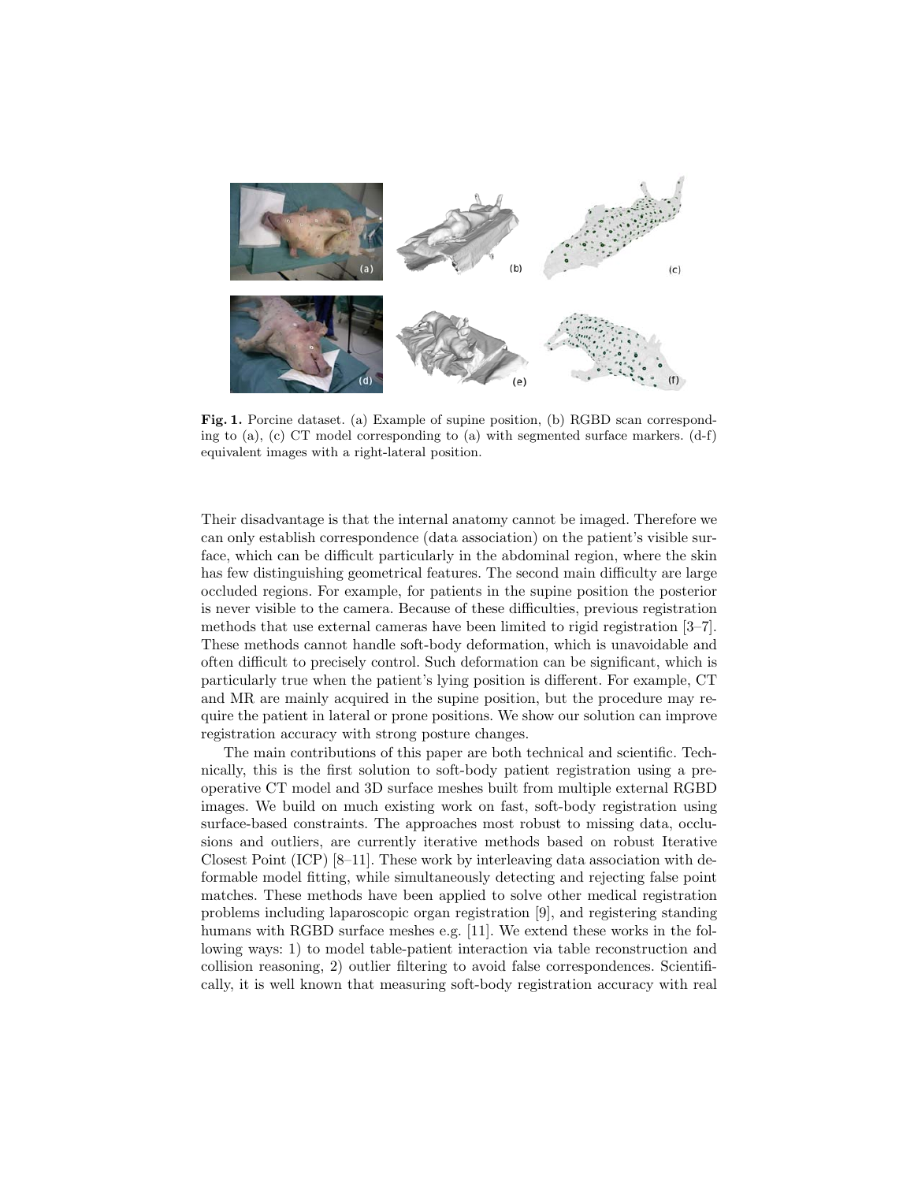**Fig. 1.** Porcine dataset. (a) Example of supine position, (b) RGBD scan corresponding to (a), (c) CT model corresponding to (a) with segmented surface markers. (d-f) equivalent images with a right-lateral position.

Their disadvantage is that the internal anatomy cannot be imaged. Therefore we can only establish correspondence (data association) on the patient's visible surface, which can be difficult particularly in the abdominal region, where the skin has few distinguishing geometrical features. The second main difficulty are large occluded regions. For example, for patients in the supine position the posterior is never visible to the camera. Because of these difficulties, previous registration methods that use external cameras have been limited to rigid registration [3–7]. These methods cannot handle soft-body deformation, which is unavoidable and often difficult to precisely control. Such deformation can be significant, which is particularly true when the patient's lying position is different. For example, CT and MR are mainly acquired in the supine position, but the procedure may require the patient in lateral or prone positions. We show our solution can improve registration accuracy with strong posture changes.

The main contributions of this paper are both technical and scientific. Technically, this is the first solution to soft-body patient registration using a preoperative CT model and 3D surface meshes built from multiple external RGBD images. We build on much existing work on fast, soft-body registration using surface-based constraints. The approaches most robust to missing data, occlusions and outliers, are currently iterative methods based on robust Iterative Closest Point (ICP) [8–11]. These work by interleaving data association with deformable model fitting, while simultaneously detecting and rejecting false point matches. These methods have been applied to solve other medical registration problems including laparoscopic organ registration [9], and registering standing humans with RGBD surface meshes e.g. [11]. We extend these works in the following ways: 1) to model table-patient interaction via table reconstruction and collision reasoning, 2) outlier filtering to avoid false correspondences. Scientifically, it is well known that measuring soft-body registration accuracy with real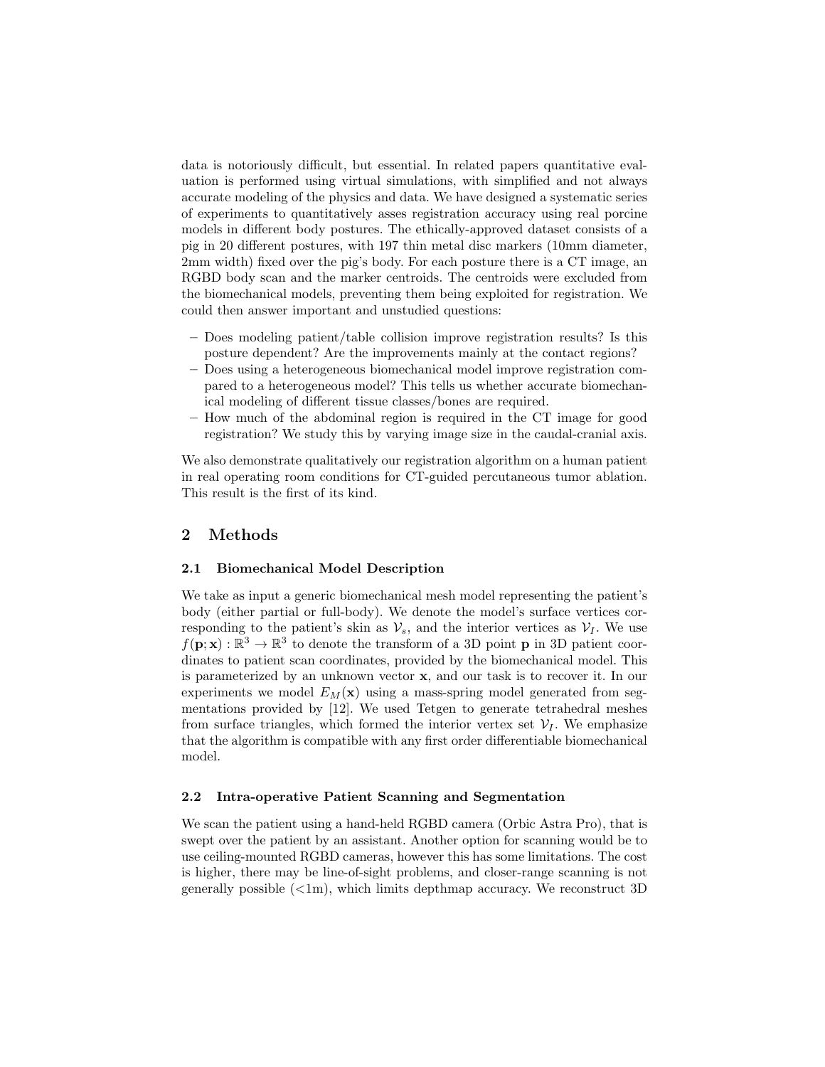data is notoriously difficult, but essential. In related papers quantitative evaluation is performed using virtual simulations, with simplified and not always accurate modeling of the physics and data. We have designed a systematic series of experiments to quantitatively asses registration accuracy using real porcine models in different body postures. The ethically-approved dataset consists of a pig in 20 different postures, with 197 thin metal disc markers (10mm diameter, 2mm width) fixed over the pig's body. For each posture there is a CT image, an RGBD body scan and the marker centroids. The centroids were excluded from the biomechanical models, preventing them being exploited for registration. We could then answer important and unstudied questions:

- Does modeling patient/table collision improve registration results? Is this posture dependent? Are the improvements mainly at the contact regions?
- Does using a heterogeneous biomechanical model improve registration compared to a heterogeneous model? This tells us whether accurate biomechanical modeling of different tissue classes/bones are required.
- How much of the abdominal region is required in the CT image for good registration? We study this by varying image size in the caudal-cranial axis.

We also demonstrate qualitatively our registration algorithm on a human patient in real operating room conditions for CT-guided percutaneous tumor ablation. This result is the first of its kind.

## 2 Methods

### 2.1 Biomechanical Model Description

We take as input a generic biomechanical mesh model representing the patient's body (either partial or full-body). We denote the model's surface vertices corresponding to the patient's skin as $\mathcal{V}_s$, and the interior vertices as $\mathcal{V}_I$. We use $f(\mathbf{p};\mathbf{x}) : \mathbb{R}^3 \rightarrow \mathbb{R}^3$ to denote the transform of a 3D point $\mathbf{p}$ in 3D patient coordinates to patient scan coordinates, provided by the biomechanical model. This is parameterized by an unknown vector $\mathbf{x}$, and our task is to recover it. In our experiments we model $E_M(\mathbf{x})$ using a mass-spring model generated from segmentations provided by [12]. We used Tetgen to generate tetrahedral meshes from surface triangles, which formed the interior vertex set $\mathcal{V}_I$. We emphasize that the algorithm is compatible with any first order differentiable biomechanical model.

### 2.2 Intra-operative Patient Scanning and Segmentation

We scan the patient using a hand-held RGBD camera (Orbic Astra Pro), that is swept over the patient by an assistant. Another option for scanning would be to use ceiling-mounted RGBD cameras, however this has some limitations. The cost is higher, there may be line-of-sight problems, and closer-range scanning is not generally possible (<1m), which limits depthmap accuracy. We reconstruct 3D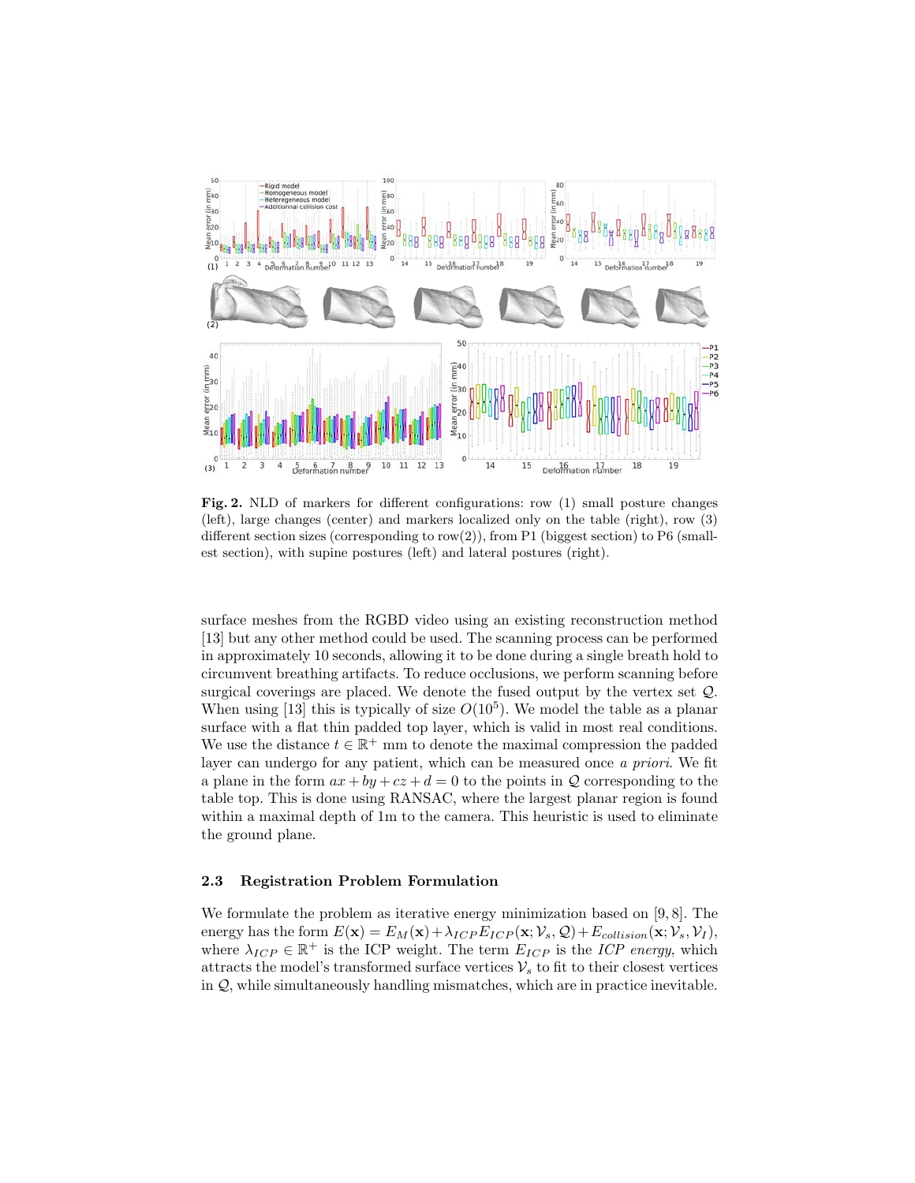(1) Mean error (in mm) Deformation number
Rigid model
Homogeneous model
Heteregeneous model
Additionnal collision cost

(2)

(3) Mean error (in mm) Deformation number
P1
P2
P3
P4
P5
P6

**Fig. 2.** NLD of markers for different configurations: row (1) small posture changes (left), large changes (center) and markers localized only on the table (right), row (3) different section sizes (corresponding to row(2)), from P1 (biggest section) to P6 (smallest section), with supine postures (left) and lateral postures (right).

surface meshes from the RGBD video using an existing reconstruction method [13] but any other method could be used. The scanning process can be performed in approximately 10 seconds, allowing it to be done during a single breath hold to circumvent breathing artifacts. To reduce occlusions, we perform scanning before surgical coverings are placed. We denote the fused output by the vertex set $\mathcal{Q}$. When using [13] this is typically of size $O(10^5)$. We model the table as a planar surface with a flat thin padded top layer, which is valid in most real conditions. We use the distance $t \in \mathbb{R}^+$ mm to denote the maximal compression the padded layer can undergo for any patient, which can be measured once *a priori*. We fit a plane in the form $ax + by + cz + d = 0$ to the points in $\mathcal{Q}$ corresponding to the table top. This is done using RANSAC, where the largest planar region is found within a maximal depth of 1m to the camera. This heuristic is used to eliminate the ground plane.

### 2.3 Registration Problem Formulation

We formulate the problem as iterative energy minimization based on [9, 8]. The energy has the form $E(\mathbf{x}) = E_M(\mathbf{x}) + \lambda_{ICP} E_{ICP}(\mathbf{x}; \mathcal{V}_s, \mathcal{Q}) + E_{collision}(\mathbf{x}; \mathcal{V}_s, \mathcal{V}_I)$, where $\lambda_{ICP} \in \mathbb{R}^+$ is the ICP weight. The term $E_{ICP}$ is the *ICP energy*, which attracts the model's transformed surface vertices $\mathcal{V}_s$ to fit to their closest vertices in $\mathcal{Q}$, while simultaneously handling mismatches, which are in practice inevitable.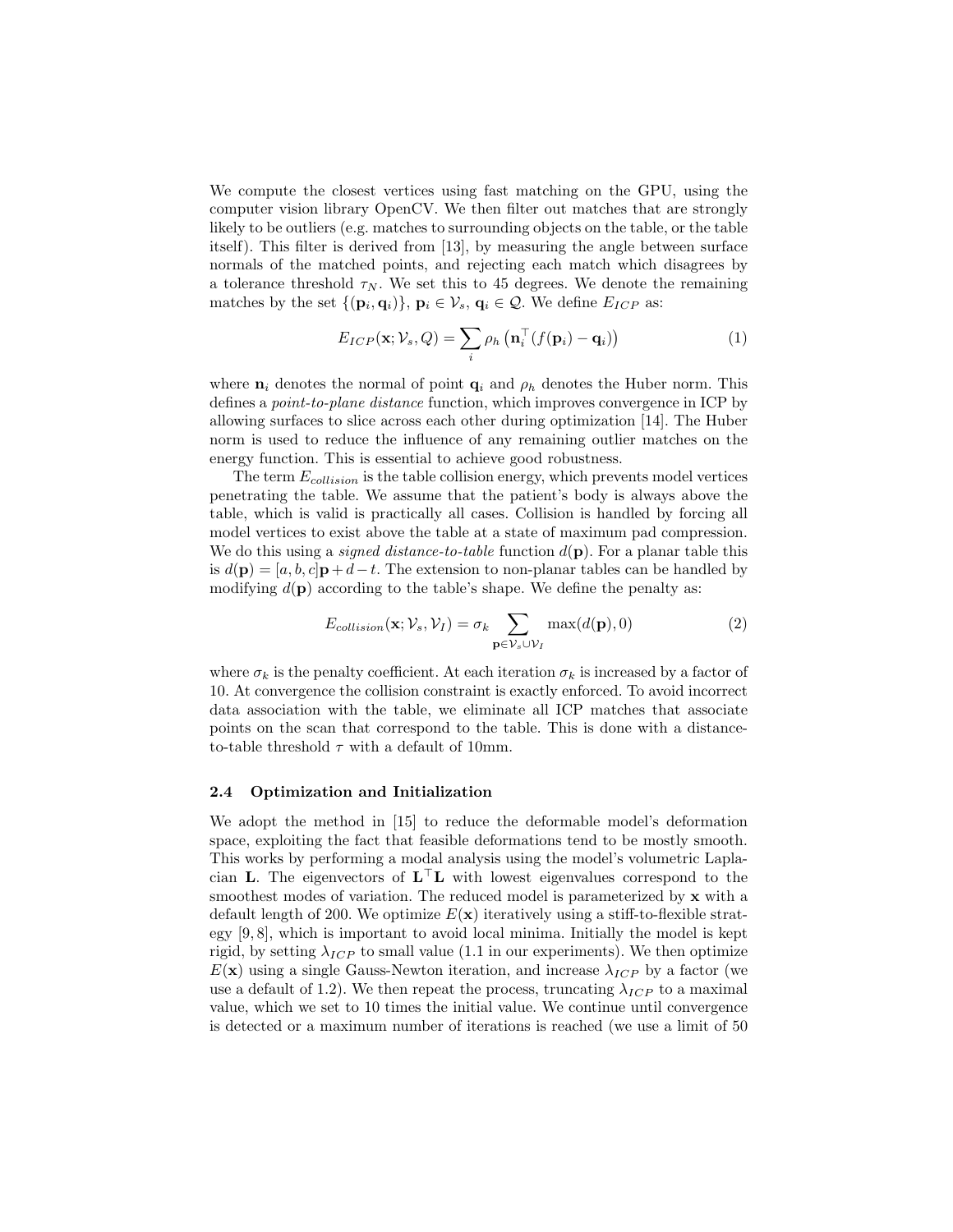We compute the closest vertices using fast matching on the GPU, using the computer vision library OpenCV. We then filter out matches that are strongly likely to be outliers (e.g. matches to surrounding objects on the table, or the table itself). This filter is derived from [13], by measuring the angle between surface normals of the matched points, and rejecting each match which disagrees by a tolerance threshold $\tau_N$. We set this to 45 degrees. We denote the remaining matches by the set $\{(\mathbf{p}_i, \mathbf{q}_i)\}$, $\mathbf{p}_i \in \mathcal{V}_s$, $\mathbf{q}_i \in \mathcal{Q}$. We define $E_{ICP}$ as:

$$E_{ICP}(\mathbf{x}; \mathcal{V}_s, Q) = \sum_i \rho_h \left( \mathbf{n}_i^\top (f(\mathbf{p}_i) - \mathbf{q}_i) \right) \tag{1}$$

where $\mathbf{n}_i$ denotes the normal of point $\mathbf{q}_i$ and $\rho_h$ denotes the Huber norm. This defines a *point-to-plane distance* function, which improves convergence in ICP by allowing surfaces to slice across each other during optimization [14]. The Huber norm is used to reduce the influence of any remaining outlier matches on the energy function. This is essential to achieve good robustness.

The term $E_{collision}$ is the table collision energy, which prevents model vertices penetrating the table. We assume that the patient's body is always above the table, which is valid is practically all cases. Collision is handled by forcing all model vertices to exist above the table at a state of maximum pad compression. We do this using a *signed distance-to-table* function $d(\mathbf{p})$. For a planar table this is $d(\mathbf{p}) = [a, b, c]\mathbf{p} + d - t$. The extension to non-planar tables can be handled by modifying $d(\mathbf{p})$ according to the table's shape. We define the penalty as:

$$E_{collision}(\mathbf{x}; \mathcal{V}_s, \mathcal{V}_I) = \sigma_k \sum_{\mathbf{p} \in \mathcal{V}_s \cup \mathcal{V}_I} \max(d(\mathbf{p}), 0) \tag{2}$$

where $\sigma_k$ is the penalty coefficient. At each iteration $\sigma_k$ is increased by a factor of 10. At convergence the collision constraint is exactly enforced. To avoid incorrect data association with the table, we eliminate all ICP matches that associate points on the scan that correspond to the table. This is done with a distance-to-table threshold $\tau$ with a default of 10mm.

### 2.4 Optimization and Initialization

We adopt the method in [15] to reduce the deformable model's deformation space, exploiting the fact that feasible deformations tend to be mostly smooth. This works by performing a modal analysis using the model's volumetric Laplacian $\mathbf{L}$. The eigenvectors of $\mathbf{L}^\top \mathbf{L}$ with lowest eigenvalues correspond to the smoothest modes of variation. The reduced model is parameterized by $\mathbf{x}$ with a default length of 200. We optimize $E(\mathbf{x})$ iteratively using a stiff-to-flexible strategy [9, 8], which is important to avoid local minima. Initially the model is kept rigid, by setting $\lambda_{ICP}$ to small value (1.1 in our experiments). We then optimize $E(\mathbf{x})$ using a single Gauss-Newton iteration, and increase $\lambda_{ICP}$ by a factor (we use a default of 1.2). We then repeat the process, truncating $\lambda_{ICP}$ to a maximal value, which we set to 10 times the initial value. We continue until convergence is detected or a maximum number of iterations is reached (we use a limit of 50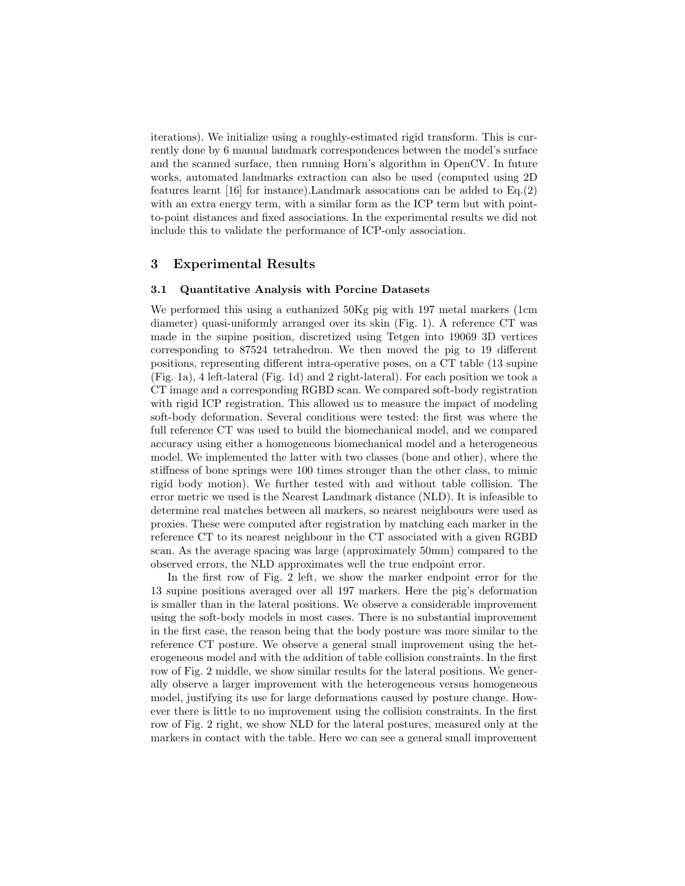iterations). We initialize using a roughly-estimated rigid transform. This is currently done by 6 manual landmark correspondences between the model's surface and the scanned surface, then running Horn's algorithm in OpenCV. In future works, automated landmarks extraction can also be used (computed using 2D features learnt [16] for instance).Landmark assocations can be added to Eq.(2) with an extra energy term, with a similar form as the ICP term but with point-to-point distances and fixed associations. In the experimental results we did not include this to validate the performance of ICP-only association.

## 3 Experimental Results

### 3.1 Quantitative Analysis with Porcine Datasets

We performed this using a euthanized 50Kg pig with 197 metal markers (1cm diameter) quasi-uniformly arranged over its skin (Fig. 1). A reference CT was made in the supine position, discretized using Tetgen into 19069 3D vertices corresponding to 87524 tetrahedron. We then moved the pig to 19 different positions, representing different intra-operative poses, on a CT table (13 supine (Fig. 1a), 4 left-lateral (Fig. 1d) and 2 right-lateral). For each position we took a CT image and a corresponding RGBD scan. We compared soft-body registration with rigid ICP registration. This allowed us to measure the impact of modeling soft-body deformation. Several conditions were tested: the first was where the full reference CT was used to build the biomechanical model, and we compared accuracy using either a homogeneous biomechanical model and a heterogeneous model. We implemented the latter with two classes (bone and other), where the stiffness of bone springs were 100 times stronger than the other class, to mimic rigid body motion). We further tested with and without table collision. The error metric we used is the Nearest Landmark distance (NLD). It is infeasible to determine real matches between all markers, so nearest neighbours were used as proxies. These were computed after registration by matching each marker in the reference CT to its nearest neighbour in the CT associated with a given RGBD scan. As the average spacing was large (approximately 50mm) compared to the observed errors, the NLD approximates well the true endpoint error.

In the first row of Fig. 2 left, we show the marker endpoint error for the 13 supine positions averaged over all 197 markers. Here the pig's deformation is smaller than in the lateral positions. We observe a considerable improvement using the soft-body models in most cases. There is no substantial improvement in the first case, the reason being that the body posture was more similar to the reference CT posture. We observe a general small improvement using the heterogeneous model and with the addition of table collision constraints. In the first row of Fig. 2 middle, we show similar results for the lateral positions. We generally observe a larger improvement with the heterogeneous versus homogeneous model, justifying its use for large deformations caused by posture change. However there is little to no improvement using the collision constraints. In the first row of Fig. 2 right, we show NLD for the lateral postures, measured only at the markers in contact with the table. Here we can see a general small improvement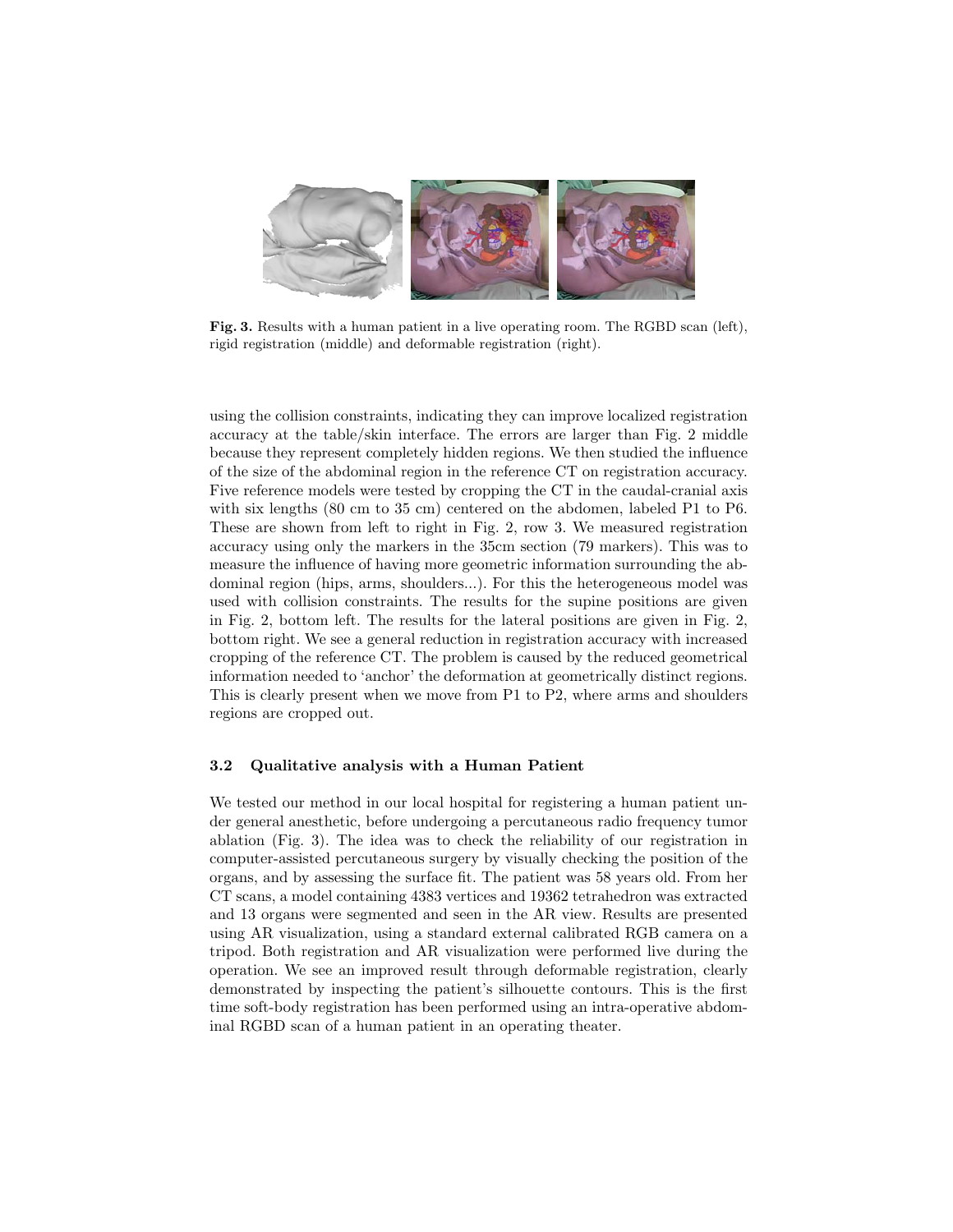**Fig. 3.** Results with a human patient in a live operating room. The RGBD scan (left), rigid registration (middle) and deformable registration (right).

using the collision constraints, indicating they can improve localized registration accuracy at the table/skin interface. The errors are larger than Fig. 2 middle because they represent completely hidden regions. We then studied the influence of the size of the abdominal region in the reference CT on registration accuracy. Five reference models were tested by cropping the CT in the caudal-cranial axis with six lengths (80 cm to 35 cm) centered on the abdomen, labeled P1 to P6. These are shown from left to right in Fig. 2, row 3. We measured registration accuracy using only the markers in the 35cm section (79 markers). This was to measure the influence of having more geometric information surrounding the abdominal region (hips, arms, shoulders...). For this the heterogeneous model was used with collision constraints. The results for the supine positions are given in Fig. 2, bottom left. The results for the lateral positions are given in Fig. 2, bottom right. We see a general reduction in registration accuracy with increased cropping of the reference CT. The problem is caused by the reduced geometrical information needed to 'anchor' the deformation at geometrically distinct regions. This is clearly present when we move from P1 to P2, where arms and shoulders regions are cropped out.

### 3.2 Qualitative analysis with a Human Patient

We tested our method in our local hospital for registering a human patient under general anesthetic, before undergoing a percutaneous radio frequency tumor ablation (Fig. 3). The idea was to check the reliability of our registration in computer-assisted percutaneous surgery by visually checking the position of the organs, and by assessing the surface fit. The patient was 58 years old. From her CT scans, a model containing 4383 vertices and 19362 tetrahedron was extracted and 13 organs were segmented and seen in the AR view. Results are presented using AR visualization, using a standard external calibrated RGB camera on a tripod. Both registration and AR visualization were performed live during the operation. We see an improved result through deformable registration, clearly demonstrated by inspecting the patient's silhouette contours. This is the first time soft-body registration has been performed using an intra-operative abdominal RGBD scan of a human patient in an operating theater.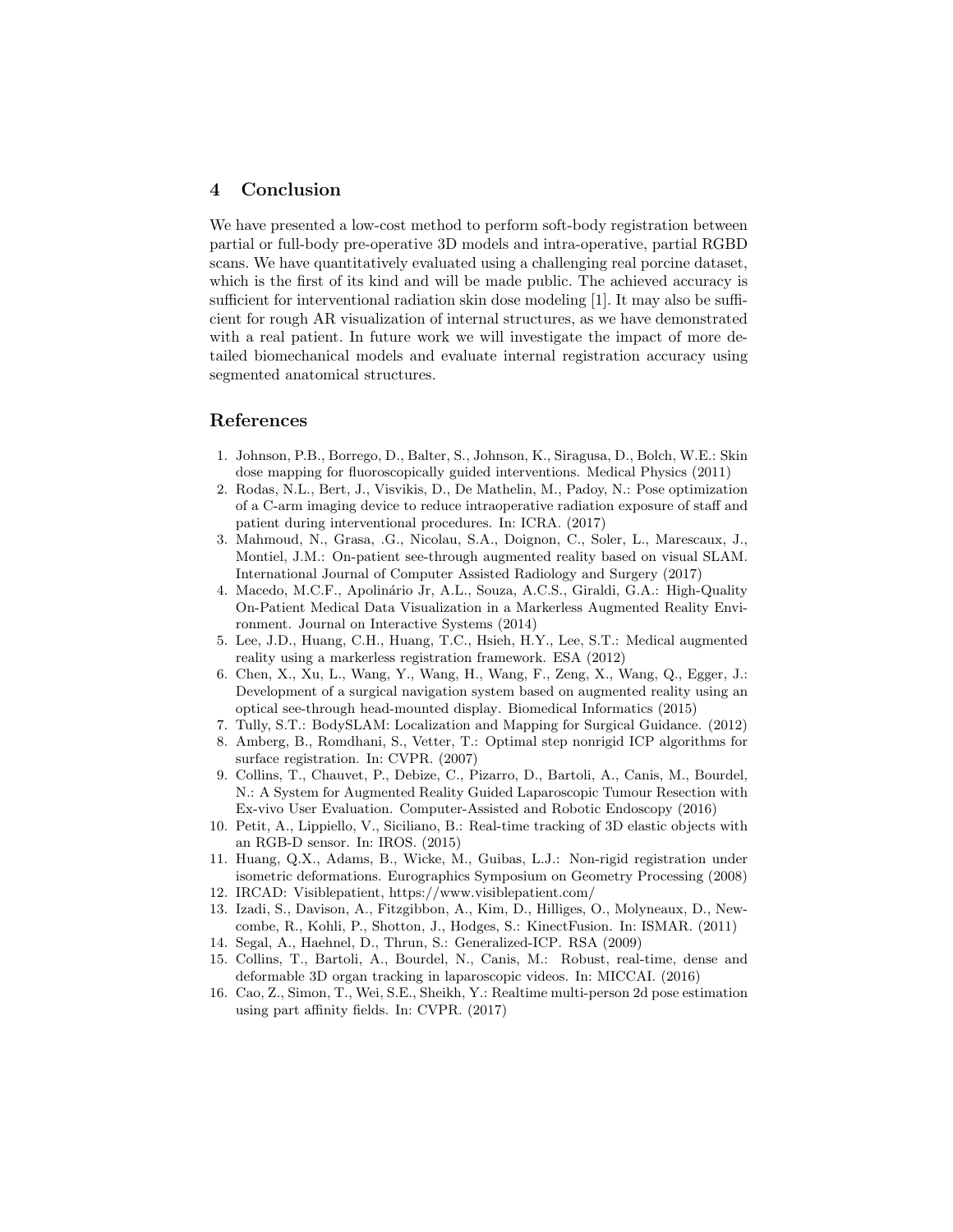## 4 Conclusion

We have presented a low-cost method to perform soft-body registration between partial or full-body pre-operative 3D models and intra-operative, partial RGBD scans. We have quantitatively evaluated using a challenging real porcine dataset, which is the first of its kind and will be made public. The achieved accuracy is sufficient for interventional radiation skin dose modeling [1]. It may also be sufficient for rough AR visualization of internal structures, as we have demonstrated with a real patient. In future work we will investigate the impact of more detailed biomechanical models and evaluate internal registration accuracy using segmented anatomical structures.

## References

1. Johnson, P.B., Borrego, D., Balter, S., Johnson, K., Siragusa, D., Bolch, W.E.: Skin dose mapping for fluoroscopically guided interventions. Medical Physics (2011)
2. Rodas, N.L., Bert, J., Visvikis, D., De Mathelin, M., Padoy, N.: Pose optimization of a C-arm imaging device to reduce intraoperative radiation exposure of staff and patient during interventional procedures. In: ICRA. (2017)
3. Mahmoud, N., Grasa, .G., Nicolau, S.A., Doignon, C., Soler, L., Marescaux, J., Montiel, J.M.: On-patient see-through augmented reality based on visual SLAM. International Journal of Computer Assisted Radiology and Surgery (2017)
4. Macedo, M.C.F., Apolinário Jr, A.L., Souza, A.C.S., Giraldi, G.A.: High-Quality On-Patient Medical Data Visualization in a Markerless Augmented Reality Environment. Journal on Interactive Systems (2014)
5. Lee, J.D., Huang, C.H., Huang, T.C., Hsieh, H.Y., Lee, S.T.: Medical augmented reality using a markerless registration framework. ESA (2012)
6. Chen, X., Xu, L., Wang, Y., Wang, H., Wang, F., Zeng, X., Wang, Q., Egger, J.: Development of a surgical navigation system based on augmented reality using an optical see-through head-mounted display. Biomedical Informatics (2015)
7. Tully, S.T.: BodySLAM: Localization and Mapping for Surgical Guidance. (2012)
8. Amberg, B., Romdhani, S., Vetter, T.: Optimal step nonrigid ICP algorithms for surface registration. In: CVPR. (2007)
9. Collins, T., Chauvet, P., Debize, C., Pizarro, D., Bartoli, A., Canis, M., Bourdel, N.: A System for Augmented Reality Guided Laparoscopic Tumour Resection with Ex-vivo User Evaluation. Computer-Assisted and Robotic Endoscopy (2016)
10. Petit, A., Lippiello, V., Siciliano, B.: Real-time tracking of 3D elastic objects with an RGB-D sensor. In: IROS. (2015)
11. Huang, Q.X., Adams, B., Wicke, M., Guibas, L.J.: Non-rigid registration under isometric deformations. Eurographics Symposium on Geometry Processing (2008)
12. IRCAD: Visiblepatient, https://www.visiblepatient.com/
13. Izadi, S., Davison, A., Fitzgibbon, A., Kim, D., Hilliges, O., Molyneaux, D., Newcombe, R., Kohli, P., Shotton, J., Hodges, S.: KinectFusion. In: ISMAR. (2011)
14. Segal, A., Haehnel, D., Thrun, S.: Generalized-ICP. RSA (2009)
15. Collins, T., Bartoli, A., Bourdel, N., Canis, M.: Robust, real-time, dense and deformable 3D organ tracking in laparoscopic videos. In: MICCAI. (2016)
16. Cao, Z., Simon, T., Wei, S.E., Sheikh, Y.: Realtime multi-person 2d pose estimation using part affinity fields. In: CVPR. (2017)